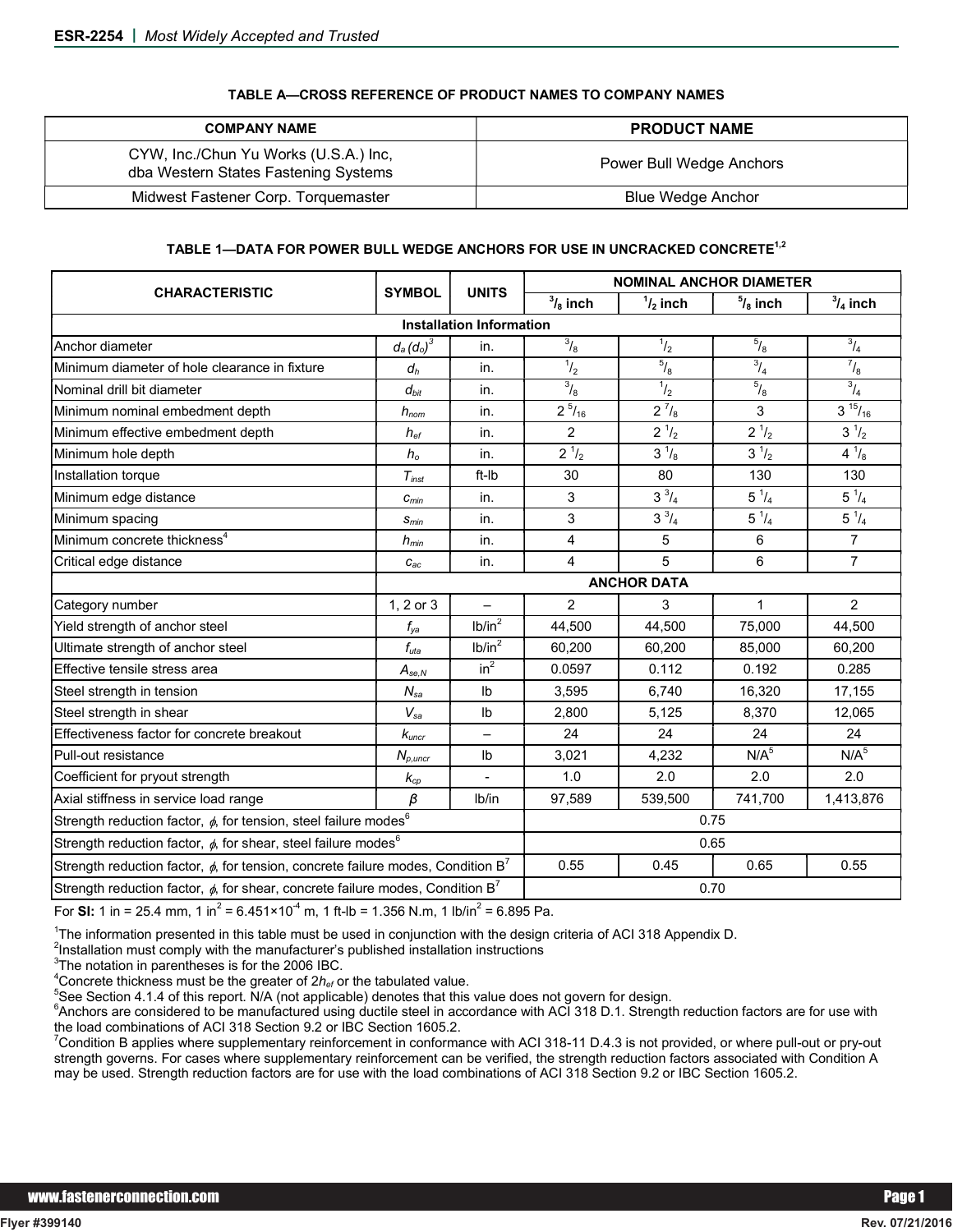#### TABLE A—CROSS REFERENCE OF PRODUCT NAMES TO COMPANY NAMES

| COMPANY NAME | PRODUCT NAME |
|---|---|
| CYW, Inc./Chun Yu Works (U.S.A.) Inc, dba Western States Fastening Systems | Power Bull Wedge Anchors |
| Midwest Fastener Corp. Torquemaster | Blue Wedge Anchor |

#### TABLE 1—DATA FOR POWER BULL WEDGE ANCHORS FOR USE IN UNCRACKED CONCRETE[1,2]

| CHARACTERISTIC | SYMBOL | UNITS | NOMINAL ANCHOR DIAMETER | | | |
|---|---|---|---|---|---|---|
| | | | $^3/_8$ inch | $^1/_2$ inch | $^5/_8$ inch | $^3/_4$ inch |
| **Installation Information** | | | | | | |
| Anchor diameter | $d_a$ ($d_o$)[3] | in. | $^3/_8$ | $^1/_2$ | $^5/_8$ | $^3/_4$ |
| Minimum diameter of hole clearance in fixture | $d_h$ | in. | $^1/_2$ | $^5/_8$ | $^3/_4$ | $^7/_8$ |
| Nominal drill bit diameter | $d_{bit}$ | in. | $^3/_8$ | $^1/_2$ | $^5/_8$ | $^3/_4$ |
| Minimum nominal embedment depth | $h_{nom}$ | in. | 2 $^5/_{16}$ | 2 $^7/_8$ | 3 | 3 $^{15}/_{16}$ |
| Minimum effective embedment depth | $h_{ef}$ | in. | 2 | 2 $^1/_2$ | 2 $^1/_2$ | 3 $^1/_2$ |
| Minimum hole depth | $h_o$ | in. | 2 $^1/_2$ | 3 $^1/_8$ | 3 $^1/_2$ | 4 $^1/_8$ |
| Installation torque | $T_{inst}$ | ft-lb | 30 | 80 | 130 | 130 |
| Minimum edge distance | $c_{min}$ | in. | 3 | 3 $^3/_4$ | 5 $^1/_4$ | 5 $^1/_4$ |
| Minimum spacing | $s_{min}$ | in. | 3 | 3 $^3/_4$ | 5 $^1/_4$ | 5 $^1/_4$ |
| Minimum concrete thickness[4] | $h_{min}$ | in. | 4 | 5 | 6 | 7 |
| Critical edge distance | $c_{ac}$ | in. | 4 | 5 | 6 | 7 |
| | **ANCHOR DATA** | | | | | |
| Category number | 1, 2 or 3 | – | 2 | 3 | 1 | 2 |
| Yield strength of anchor steel | $f_{ya}$ | lb/in$^2$ | 44,500 | 44,500 | 75,000 | 44,500 |
| Ultimate strength of anchor steel | $f_{uta}$ | lb/in$^2$ | 60,200 | 60,200 | 85,000 | 60,200 |
| Effective tensile stress area | $A_{se,N}$ | in$^2$ | 0.0597 | 0.112 | 0.192 | 0.285 |
| Steel strength in tension | $N_{sa}$ | lb | 3,595 | 6,740 | 16,320 | 17,155 |
| Steel strength in shear | $V_{sa}$ | lb | 2,800 | 5,125 | 8,370 | 12,065 |
| Effectiveness factor for concrete breakout | $k_{uncr}$ | – | 24 | 24 | 24 | 24 |
| Pull-out resistance | $N_{p,uncr}$ | lb | 3,021 | 4,232 | N/A[5] | N/A[5] |
| Coefficient for pryout strength | $k_{cp}$ | - | 1.0 | 2.0 | 2.0 | 2.0 |
| Axial stiffness in service load range | $\beta$ | lb/in | 97,589 | 539,500 | 741,700 | 1,413,876 |
| Strength reduction factor, $\phi$, for tension, steel failure modes[6] | | | 0.75 | | | |
| Strength reduction factor, $\phi$, for shear, steel failure modes[6] | | | 0.65 | | | |
| Strength reduction factor, $\phi$, for tension, concrete failure modes, Condition B[7] | | | 0.55 | 0.45 | 0.65 | 0.55 |
| Strength reduction factor, $\phi$, for shear, concrete failure modes, Condition B[7] | | | 0.70 | | | |

For **SI:** 1 in = 25.4 mm, 1 in$^2$ = 6.451×10$^{-4}$ m, 1 ft-lb = 1.356 N.m, 1 lb/in$^2$ = 6.895 Pa.

[1]The information presented in this table must be used in conjunction with the design criteria of ACI 318 Appendix D.
[2]Installation must comply with the manufacturer's published installation instructions
[3]The notation in parentheses is for the 2006 IBC.
[4]Concrete thickness must be the greater of 2$h_{ef}$ or the tabulated value.
[5]See Section 4.1.4 of this report. N/A (not applicable) denotes that this value does not govern for design.
[6]Anchors are considered to be manufactured using ductile steel in accordance with ACI 318 D.1. Strength reduction factors are for use with the load combinations of ACI 318 Section 9.2 or IBC Section 1605.2.
[7]Condition B applies where supplementary reinforcement in conformance with ACI 318-11 D.4.3 is not provided, or where pull-out or pry-out strength governs. For cases where supplementary reinforcement can be verified, the strength reduction factors associated with Condition A may be used. Strength reduction factors are for use with the load combinations of ACI 318 Section 9.2 or IBC Section 1605.2.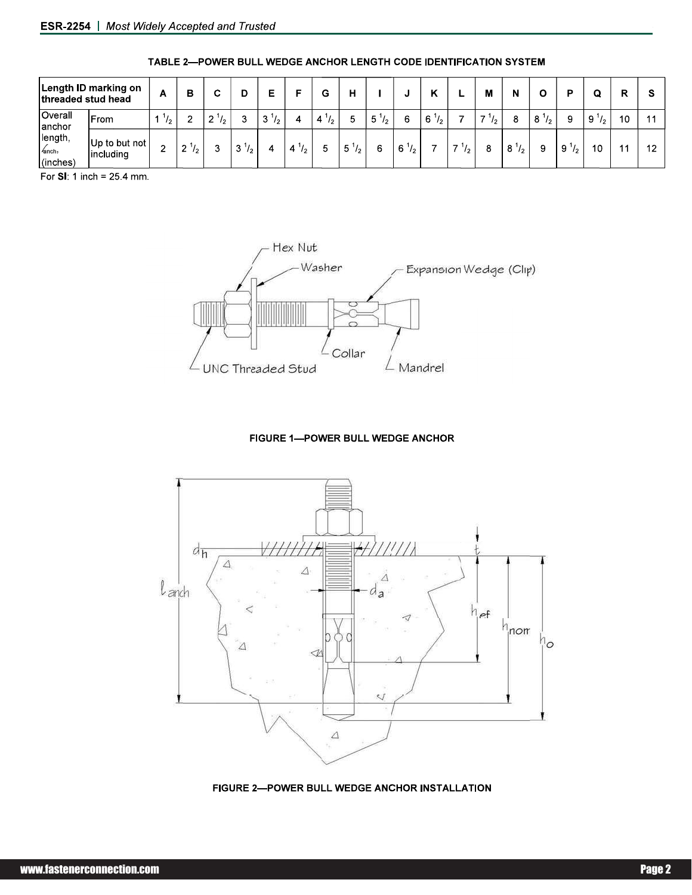**TABLE 2—POWER BULL WEDGE ANCHOR LENGTH CODE IDENTIFICATION SYSTEM**

| Length ID marking on threaded stud head | | A | B | C | D | E | F | G | H | I | J | K | L | M | N | O | P | Q | R | S |
|---|---|---|---|---|---|---|---|---|---|---|---|---|---|---|---|---|---|---|---|---|
| Overall anchor length, $\ell_{anch}$, (inches) | From | 1 $^1/_2$ | 2 | 2 $^1/_2$ | 3 | 3 $^1/_2$ | 4 | 4 $^1/_2$ | 5 | 5 $^1/_2$ | 6 | 6 $^1/_2$ | 7 | 7 $^1/_2$ | 8 | 8 $^1/_2$ | 9 | 9 $^1/_2$ | 10 | 11 |
| | Up to but not including | 2 | 2 $^1/_2$ | 3 | 3 $^1/_2$ | 4 | 4 $^1/_2$ | 5 | 5 $^1/_2$ | 6 | 6 $^1/_2$ | 7 | 7 $^1/_2$ | 8 | 8 $^1/_2$ | 9 | 9 $^1/_2$ | 10 | 11 | 12 |

For **SI**: 1 inch = 25.4 mm.

Hex Nut
Washer
Expansion Wedge (Clip)
UNC Threaded Stud
Collar
Mandrel

**FIGURE 1—POWER BULL WEDGE ANCHOR**

$d_h$
$\ell_{anch}$
$d_a$
$t$
$h_{ef}$
$h_{nom}$
$h_o$

**FIGURE 2—POWER BULL WEDGE ANCHOR INSTALLATION**